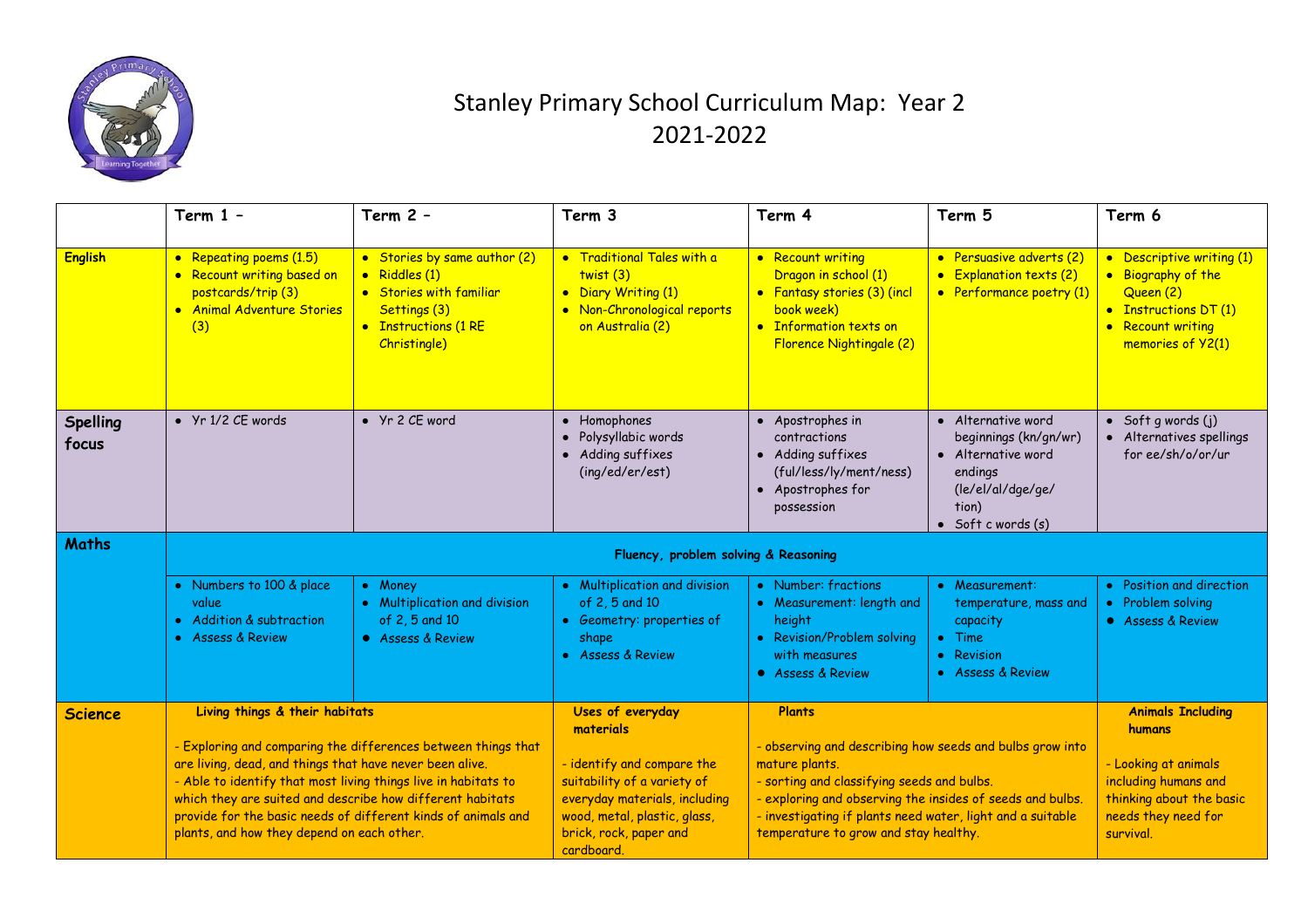# Stanley Primary School Curriculum Map: Year 2
## 2021-2022

| | Term 1 – | Term 2 – | Term 3 | Term 4 | Term 5 | Term 6 |
|---|---|---|---|---|---|---|
| **English** | • Repeating poems (1.5)<br>• Recount writing based on postcards/trip (3)<br>• Animal Adventure Stories (3) | • Stories by same author (2)<br>• Riddles (1)<br>• Stories with familiar Settings (3)<br>• Instructions (1 RE Christingle) | • Traditional Tales with a twist (3)<br>• Diary Writing (1)<br>• Non-Chronological reports on Australia (2) | • Recount writing Dragon in school (1)<br>• Fantasy stories (3) (incl book week)<br>• Information texts on Florence Nightingale (2) | • Persuasive adverts (2)<br>• Explanation texts (2)<br>• Performance poetry (1) | • Descriptive writing (1)<br>• Biography of the Queen (2)<br>• Instructions DT (1)<br>• Recount writing memories of Y2(1) |
| **Spelling focus** | • Yr 1/2 CE words | • Yr 2 CE word | • Homophones<br>• Polysyllabic words<br>• Adding suffixes (ing/ed/er/est) | • Apostrophes in contractions<br>• Adding suffixes (ful/less/ly/ment/ness)<br>• Apostrophes for possession | • Alternative word beginnings (kn/gn/wr)<br>• Alternative word endings (le/el/al/dge/ge/tion)<br>• Soft c words (s) | • Soft g words (j)<br>• Alternatives spellings for ee/sh/o/or/ur |
| **Maths** | **Fluency, problem solving & Reasoning** | | | | | |
| | • Numbers to 100 & place value<br>• Addition & subtraction<br>• Assess & Review | • Money<br>• Multiplication and division of 2, 5 and 10<br>• Assess & Review | • Multiplication and division of 2, 5 and 10<br>• Geometry: properties of shape<br>• Assess & Review | • Number: fractions<br>• Measurement: length and height<br>• Revision/Problem solving with measures<br>• Assess & Review | • Measurement: temperature, mass and capacity<br>• Time<br>• Revision<br>• Assess & Review | • Position and direction<br>• Problem solving<br>• Assess & Review |
| **Science** | **Living things & their habitats**<br><br>- Exploring and comparing the differences between things that are living, dead, and things that have never been alive.<br>- Able to identify that most living things live in habitats to which they are suited and describe how different habitats provide for the basic needs of different kinds of animals and plants, and how they depend on each other. | | **Uses of everyday materials**<br><br>- identify and compare the suitability of a variety of everyday materials, including wood, metal, plastic, glass, brick, rock, paper and cardboard. | **Plants**<br><br>- observing and describing how seeds and bulbs grow into mature plants.<br>- sorting and classifying seeds and bulbs.<br>- exploring and observing the insides of seeds and bulbs.<br>- investigating if plants need water, light and a suitable temperature to grow and stay healthy. | | **Animals Including humans**<br><br>- Looking at animals including humans and thinking about the basic needs they need for survival. |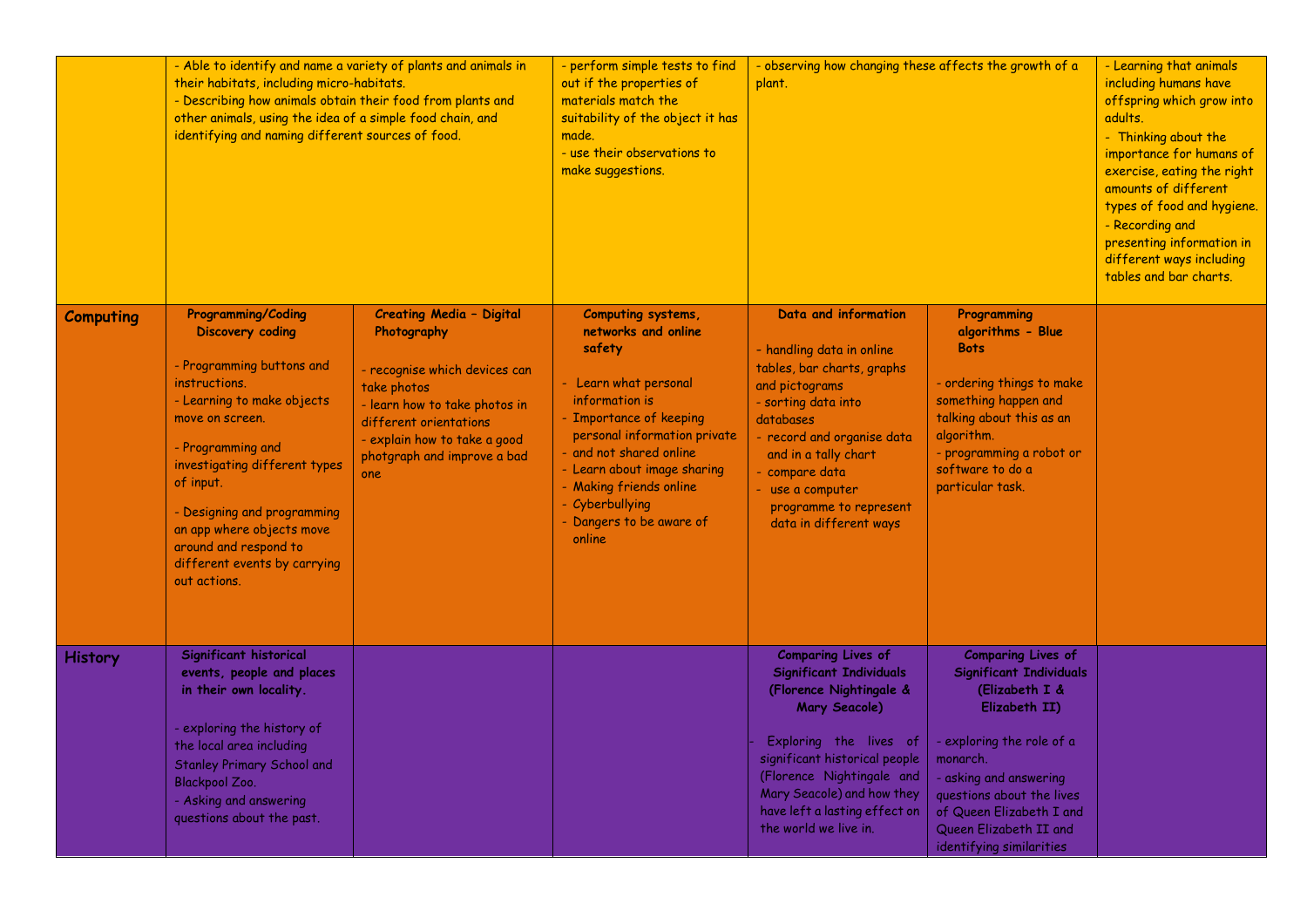| | | | | | | |
|---|---|---|---|---|---|---|
| | - Able to identify and name a variety of plants and animals in their habitats, including micro-habitats.<br>- Describing how animals obtain their food from plants and other animals, using the idea of a simple food chain, and identifying and naming different sources of food. | | - perform simple tests to find out if the properties of materials match the suitability of the object it has made.<br>- use their observations to make suggestions. | - observing how changing these affects the growth of a plant. | | - Learning that animals including humans have offspring which grow into adults.<br>- Thinking about the importance for humans of exercise, eating the right amounts of different types of food and hygiene.<br>- Recording and presenting information in different ways including tables and bar charts. |
| **Computing** | **Programming/Coding Discovery coding**<br><br>- Programming buttons and instructions.<br>- Learning to make objects move on screen.<br>- Programming and investigating different types of input.<br>- Designing and programming an app where objects move around and respond to different events by carrying out actions. | **Creating Media – Digital Photography**<br><br>- recognise which devices can take photos<br>- learn how to take photos in different orientations<br>- explain how to take a good photgraph and improve a bad one | **Computing systems, networks and online safety**<br><br>- Learn what personal information is<br>- Importance of keeping personal information private<br>- and not shared online<br>- Learn about image sharing<br>- Making friends online<br>- Cyberbullying<br>- Dangers to be aware of online | **Data and information**<br><br>- handling data in online tables, bar charts, graphs and pictograms<br>- sorting data into databases<br>- record and organise data and in a tally chart<br>- compare data<br>- use a computer programme to represent data in different ways | **Programming algorithms – Blue Bots**<br><br>- ordering things to make something happen and talking about this as an algorithm.<br>- programming a robot or software to do a particular task. | |
| **History** | **Significant historical events, people and places in their own locality.**<br><br>- exploring the history of the local area including Stanley Primary School and Blackpool Zoo.<br>- Asking and answering questions about the past. | | | **Comparing Lives of Significant Individuals (Florence Nightingale & Mary Seacole)**<br><br>- Exploring the lives of significant historical people (Florence Nightingale and Mary Seacole) and how they have left a lasting effect on the world we live in. | **Comparing Lives of Significant Individuals (Elizabeth I & Elizabeth II)**<br><br>- exploring the role of a monarch.<br>- asking and answering questions about the lives of Queen Elizabeth I and Queen Elizabeth II and identifying similarities | |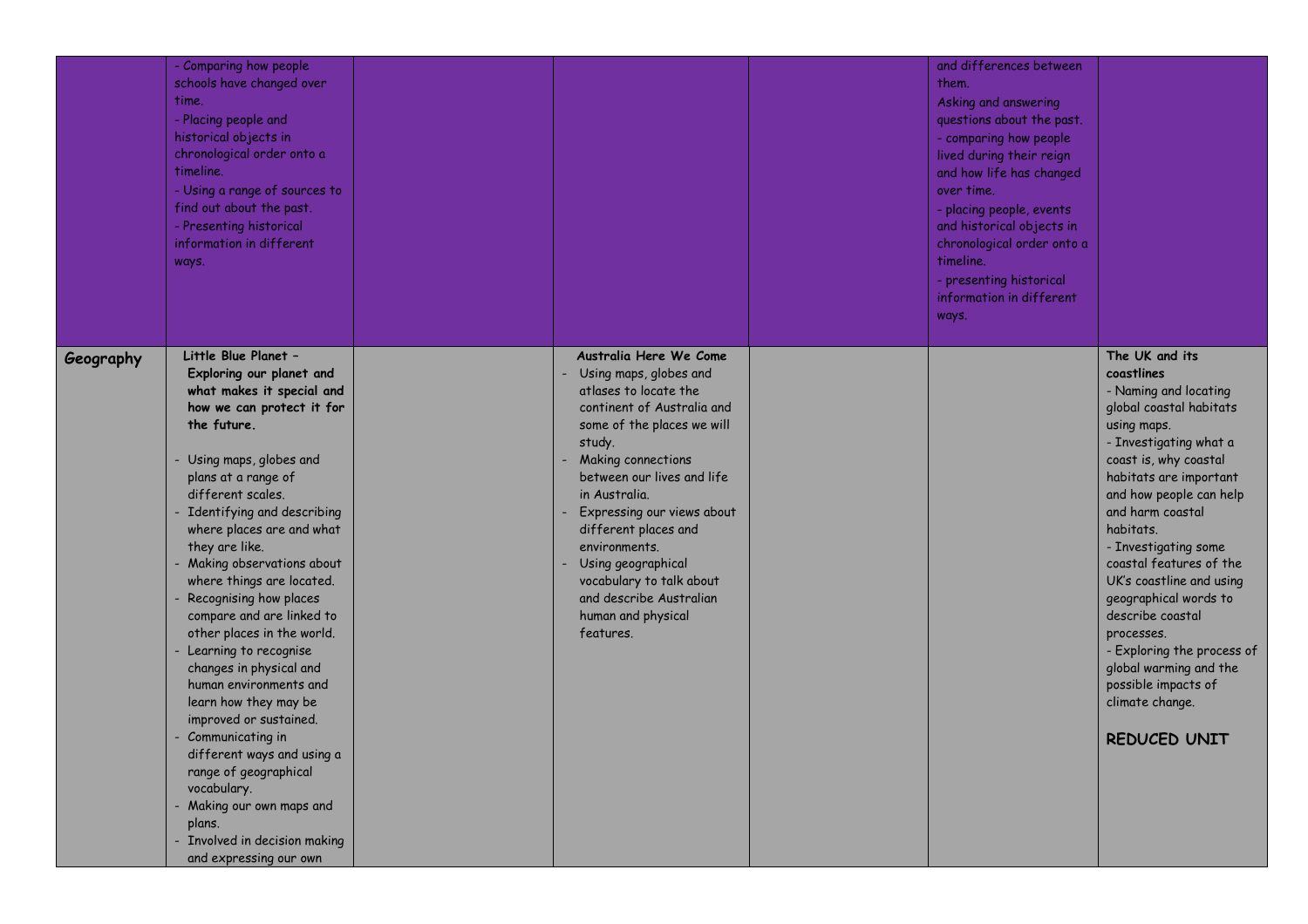| | | | | | | |
|---|---|---|---|---|---|---|
| | - Comparing how people schools have changed over time.<br>- Placing people and historical objects in chronological order onto a timeline.<br>- Using a range of sources to find out about the past.<br>- Presenting historical information in different ways. | | | | and differences between them.<br>Asking and answering questions about the past.<br>- comparing how people lived during their reign and how life has changed over time.<br>- placing people, events and historical objects in chronological order onto a timeline.<br>- presenting historical information in different ways. | |
| **Geography** | **Little Blue Planet – Exploring our planet and what makes it special and how we can protect it for the future.**<br>- Using maps, globes and plans at a range of different scales.<br>- Identifying and describing where places are and what they are like.<br>- Making observations about where things are located.<br>- Recognising how places compare and are linked to other places in the world.<br>- Learning to recognise changes in physical and human environments and learn how they may be improved or sustained.<br>- Communicating in different ways and using a range of geographical vocabulary.<br>- Making our own maps and plans.<br>- Involved in decision making and expressing our own | | **Australia Here We Come**<br>- Using maps, globes and atlases to locate the continent of Australia and some of the places we will study.<br>- Making connections between our lives and life in Australia.<br>- Expressing our views about different places and environments.<br>- Using geographical vocabulary to talk about and describe Australian human and physical features. | | | **The UK and its coastlines**<br>- Naming and locating global coastal habitats using maps.<br>- Investigating what a coast is, why coastal habitats are important and how people can help and harm coastal habitats.<br>- Investigating some coastal features of the UK's coastline and using geographical words to describe coastal processes.<br>- Exploring the process of global warming and the possible impacts of climate change.<br>**REDUCED UNIT** |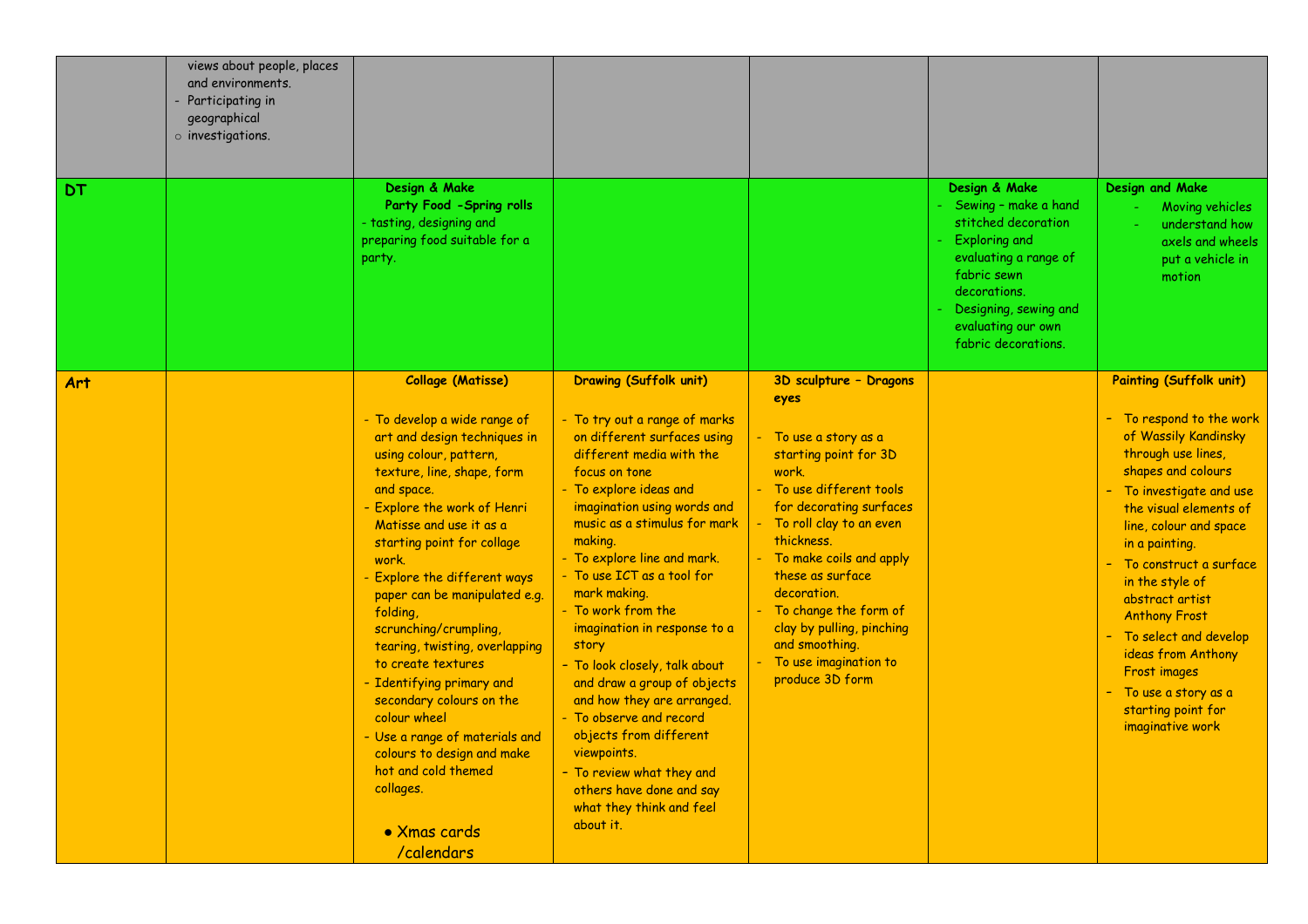| | | | | | | |
|---|---|---|---|---|---|---|
| | views about people, places and environments.<br>- Participating in geographical<br>○ investigations. | | | | | |
| **DT** | | **Design & Make**<br>**Party Food -Spring rolls**<br>- tasting, designing and preparing food suitable for a party. | | | **Design & Make**<br>- Sewing – make a hand stitched decoration<br>- Exploring and evaluating a range of fabric sewn decorations.<br>- Designing, sewing and evaluating our own fabric decorations. | **Design and Make**<br>- Moving vehicles<br>- understand how axels and wheels put a vehicle in motion |
| **Art** | | **Collage (Matisse)**<br>- To develop a wide range of art and design techniques in using colour, pattern, texture, line, shape, form and space.<br>- Explore the work of Henri Matisse and use it as a starting point for collage work.<br>- Explore the different ways paper can be manipulated e.g. folding, scrunching/crumpling, tearing, twisting, overlapping to create textures<br>- Identifying primary and secondary colours on the colour wheel<br>- Use a range of materials and colours to design and make hot and cold themed collages.<br>• Xmas cards /calendars | **Drawing (Suffolk unit)**<br>- To try out a range of marks on different surfaces using different media with the focus on tone<br>- To explore ideas and imagination using words and music as a stimulus for mark making.<br>- To explore line and mark.<br>- To use ICT as a tool for mark making.<br>- To work from the imagination in response to a story<br>- To look closely, talk about and draw a group of objects and how they are arranged.<br>- To observe and record objects from different viewpoints.<br>- To review what they and others have done and say what they think and feel about it. | **3D sculpture – Dragons eyes**<br>- To use a story as a starting point for 3D work.<br>- To use different tools for decorating surfaces<br>- To roll clay to an even thickness.<br>- To make coils and apply these as surface decoration.<br>- To change the form of clay by pulling, pinching and smoothing.<br>- To use imagination to produce 3D form | | **Painting (Suffolk unit)**<br>- To respond to the work of Wassily Kandinsky through use lines, shapes and colours<br>- To investigate and use the visual elements of line, colour and space in a painting.<br>- To construct a surface in the style of abstract artist Anthony Frost<br>- To select and develop ideas from Anthony Frost images<br>- To use a story as a starting point for imaginative work |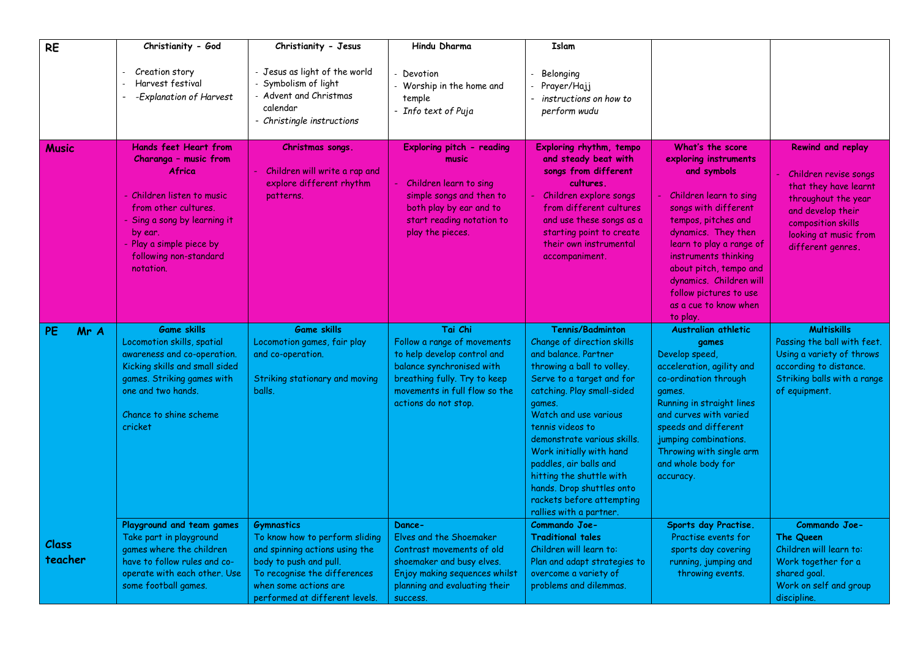| RE | **Christianity - God**<br><br>- Creation story<br>- Harvest festival<br>- *-Explanation of Harvest* | **Christianity - Jesus**<br><br>- Jesus as light of the world<br>- Symbolism of light<br>- Advent and Christmas calendar<br>- *Christingle instructions* | **Hindu Dharma**<br><br>- Devotion<br>- Worship in the home and temple<br>- *Info text of Puja* | **Islam**<br><br>- Belonging<br>- Prayer/Hajj<br>- *instructions on how to perform wudu* | | |
|---|---|---|---|---|---|---|
| **Music** | **Hands feet Heart from Charanga – music from Africa**<br><br>- Children listen to music from other cultures.<br>- Sing a song by learning it by ear.<br>- Play a simple piece by following non-standard notation. | **Christmas songs.**<br><br>- Children will write a rap and explore different rhythm patterns. | **Exploring pitch – reading music**<br><br>- Children learn to sing simple songs and then to both play by ear and to start reading notation to play the pieces. | **Exploring rhythm, tempo and steady beat with songs from different cultures.**<br>- Children explore songs from different cultures and use these songs as a starting point to create their own instrumental accompaniment. | **What's the score exploring instruments and symbols**<br><br>- Children learn to sing songs with different tempos, pitches and dynamics. They then learn to play a range of instruments thinking about pitch, tempo and dynamics. Children will follow pictures to use as a cue to know when to play. | **Rewind and replay**<br><br>- Children revise songs that they have learnt throughout the year and develop their composition skills looking at music from different genres. |
| **PE Mr A** | **Game skills**<br>Locomotion skills, spatial awareness and co-operation. Kicking skills and small sided games. Striking games with one and two hands.<br><br>Chance to shine scheme cricket | **Game skills**<br>Locomotion games, fair play and co-operation.<br><br>Striking stationary and moving balls. | **Tai Chi**<br>Follow a range of movements to help develop control and balance synchronised with breathing fully. Try to keep movements in full flow so the actions do not stop. | **Tennis/Badminton**<br>Change of direction skills and balance. Partner throwing a ball to volley. Serve to a target and for catching. Play small-sided games.<br>Watch and use various tennis videos to demonstrate various skills. Work initially with hand paddles, air balls and hitting the shuttle with hands. Drop shuttles onto rackets before attempting rallies with a partner. | **Australian athletic games**<br>Develop speed, acceleration, agility and co-ordination through games.<br>Running in straight lines and curves with varied speeds and different jumping combinations.<br>Throwing with single arm and whole body for accuracy. | **Multiskills**<br>Passing the ball with feet.<br>Using a variety of throws according to distance.<br>Striking balls with a range of equipment. |
| **Class teacher** | **Playground and team games**<br>Take part in playground games where the children have to follow rules and co-operate with each other. Use some football games. | **Gymnastics**<br>To know how to perform sliding and spinning actions using the body to push and pull.<br>To recognise the differences when some actions are performed at different levels. | **Dance-**<br>Elves and the Shoemaker<br>Contrast movements of old shoemaker and busy elves.<br>Enjoy making sequences whilst planning and evaluating their success. | **Commando Joe- Traditional tales**<br>Children will learn to:<br>Plan and adapt strategies to overcome a variety of problems and dilemmas. | **Sports day Practise.**<br>Practise events for sports day covering running, jumping and throwing events. | **Commando Joe- The Queen**<br>Children will learn to:<br>Work together for a shared goal.<br>Work on self and group discipline. |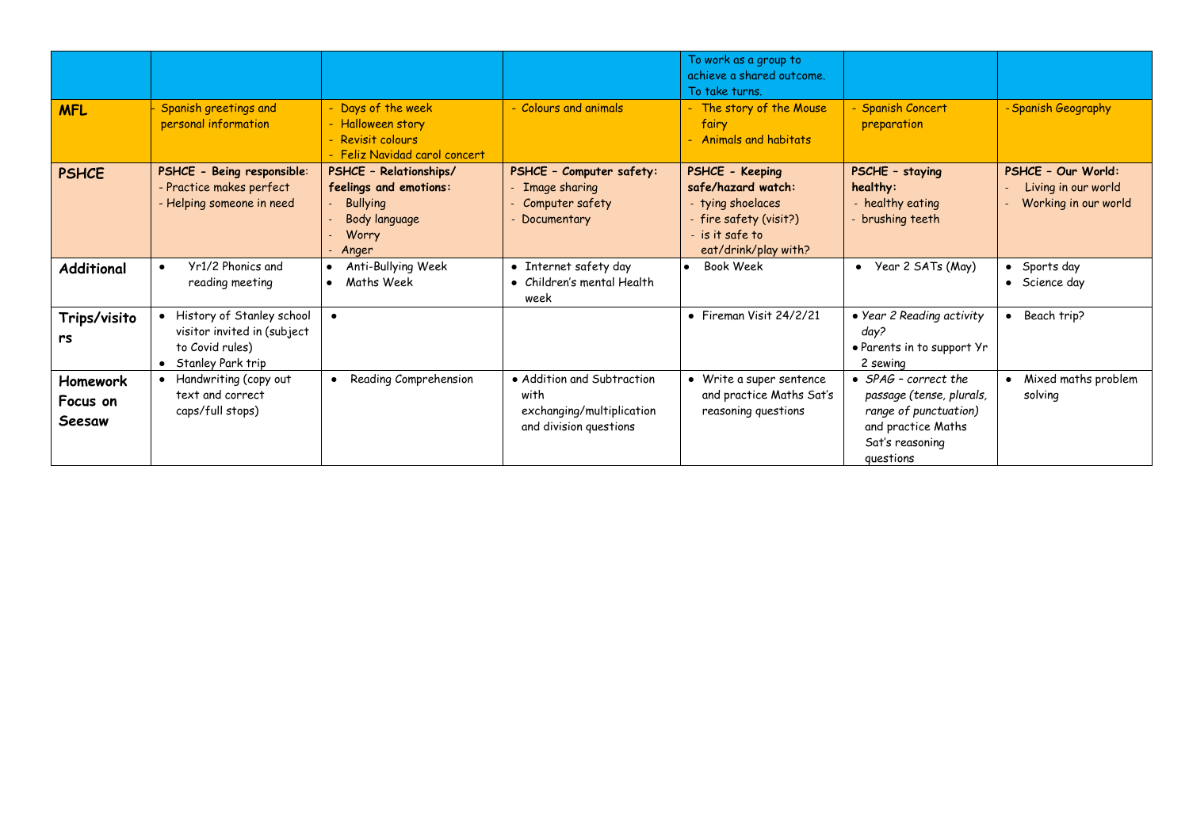| | | | | | | |
|---|---|---|---|---|---|---|
| | | | | To work as a group to achieve a shared outcome. To take turns. | | |
| **MFL** | - Spanish greetings and personal information | - Days of the week<br>- Halloween story<br>- Revisit colours<br>- Feliz Navidad carol concert | - Colours and animals | - The story of the Mouse fairy<br>- Animals and habitats | - Spanish Concert preparation | - Spanish Geography |
| **PSHCE** | **PSHCE – Being responsible**:<br>- Practice makes perfect<br>- Helping someone in need | **PSHCE – Relationships/ feelings and emotions:**<br>- Bullying<br>- Body language<br>- Worry<br>- Anger | **PSHCE – Computer safety:**<br>- Image sharing<br>- Computer safety<br>- Documentary | **PSHCE – Keeping safe/hazard watch:**<br>- tying shoelaces<br>- fire safety (visit?)<br>- is it safe to eat/drink/play with? | **PSCHE – staying healthy:**<br>- healthy eating<br>- brushing teeth | **PSHCE – Our World:**<br>- Living in our world<br>- Working in our world |
| **Additional** | • Yr1/2 Phonics and reading meeting | • Anti-Bullying Week<br>• Maths Week | • Internet safety day<br>• Children's mental Health week | • Book Week | • Year 2 SATs (May) | • Sports day<br>• Science day |
| **Trips/visitors** | • History of Stanley school visitor invited in (subject to Covid rules)<br>• Stanley Park trip | • | | • Fireman Visit 24/2/21 | • *Year 2 Reading activity day?*<br>• Parents in to support Yr 2 sewing | • Beach trip? |
| **Homework Focus on Seesaw** | • Handwriting (copy out text and correct caps/full stops) | • Reading Comprehension | • Addition and Subtraction with exchanging/multiplication and division questions | • Write a super sentence and practice Maths Sat's reasoning questions | • *SPAG – correct the passage (tense, plurals, range of punctuation)* and practice Maths Sat's reasoning questions | • Mixed maths problem solving |